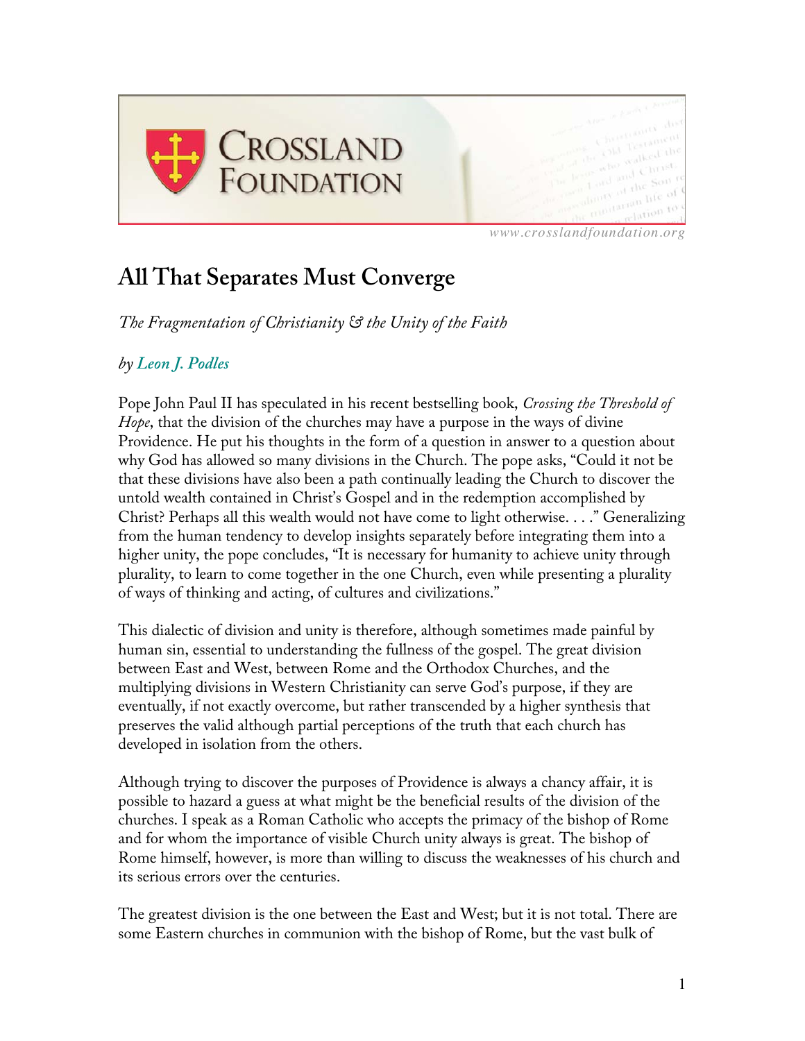# All That Separates Must Converge

*The Fragmentation of Christianity & the Unity of the Faith*

*by Leon J. Podles*

Pope John Paul II has speculated in his recent bestselling book, *Crossing the Threshold of Hope*, that the division of the churches may have a purpose in the ways of divine Providence. He put his thoughts in the form of a question in answer to a question about why God has allowed so many divisions in the Church. The pope asks, "Could it not be that these divisions have also been a path continually leading the Church to discover the untold wealth contained in Christ's Gospel and in the redemption accomplished by Christ? Perhaps all this wealth would not have come to light otherwise. . . ." Generalizing from the human tendency to develop insights separately before integrating them into a higher unity, the pope concludes, "It is necessary for humanity to achieve unity through plurality, to learn to come together in the one Church, even while presenting a plurality of ways of thinking and acting, of cultures and civilizations."

This dialectic of division and unity is therefore, although sometimes made painful by human sin, essential to understanding the fullness of the gospel. The great division between East and West, between Rome and the Orthodox Churches, and the multiplying divisions in Western Christianity can serve God's purpose, if they are eventually, if not exactly overcome, but rather transcended by a higher synthesis that preserves the valid although partial perceptions of the truth that each church has developed in isolation from the others.

Although trying to discover the purposes of Providence is always a chancy affair, it is possible to hazard a guess at what might be the beneficial results of the division of the churches. I speak as a Roman Catholic who accepts the primacy of the bishop of Rome and for whom the importance of visible Church unity always is great. The bishop of Rome himself, however, is more than willing to discuss the weaknesses of his church and its serious errors over the centuries.

The greatest division is the one between the East and West; but it is not total. There are some Eastern churches in communion with the bishop of Rome, but the vast bulk of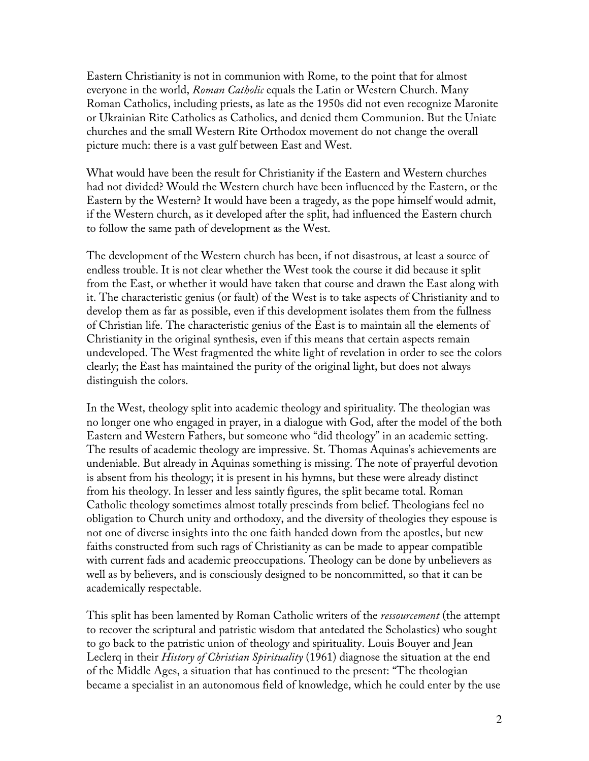Eastern Christianity is not in communion with Rome, to the point that for almost everyone in the world, *Roman Catholic* equals the Latin or Western Church. Many Roman Catholics, including priests, as late as the 1950s did not even recognize Maronite or Ukrainian Rite Catholics as Catholics, and denied them Communion. But the Uniate churches and the small Western Rite Orthodox movement do not change the overall picture much: there is a vast gulf between East and West.

What would have been the result for Christianity if the Eastern and Western churches had not divided? Would the Western church have been influenced by the Eastern, or the Eastern by the Western? It would have been a tragedy, as the pope himself would admit, if the Western church, as it developed after the split, had influenced the Eastern church to follow the same path of development as the West.

The development of the Western church has been, if not disastrous, at least a source of endless trouble. It is not clear whether the West took the course it did because it split from the East, or whether it would have taken that course and drawn the East along with it. The characteristic genius (or fault) of the West is to take aspects of Christianity and to develop them as far as possible, even if this development isolates them from the fullness of Christian life. The characteristic genius of the East is to maintain all the elements of Christianity in the original synthesis, even if this means that certain aspects remain undeveloped. The West fragmented the white light of revelation in order to see the colors clearly; the East has maintained the purity of the original light, but does not always distinguish the colors.

In the West, theology split into academic theology and spirituality. The theologian was no longer one who engaged in prayer, in a dialogue with God, after the model of the both Eastern and Western Fathers, but someone who "did theology" in an academic setting. The results of academic theology are impressive. St. Thomas Aquinas's achievements are undeniable. But already in Aquinas something is missing. The note of prayerful devotion is absent from his theology; it is present in his hymns, but these were already distinct from his theology. In lesser and less saintly figures, the split became total. Roman Catholic theology sometimes almost totally prescinds from belief. Theologians feel no obligation to Church unity and orthodoxy, and the diversity of theologies they espouse is not one of diverse insights into the one faith handed down from the apostles, but new faiths constructed from such rags of Christianity as can be made to appear compatible with current fads and academic preoccupations. Theology can be done by unbelievers as well as by believers, and is consciously designed to be noncommitted, so that it can be academically respectable.

This split has been lamented by Roman Catholic writers of the *ressourcement* (the attempt to recover the scriptural and patristic wisdom that antedated the Scholastics) who sought to go back to the patristic union of theology and spirituality. Louis Bouyer and Jean Leclerq in their *History of Christian Spirituality* (1961) diagnose the situation at the end of the Middle Ages, a situation that has continued to the present: "The theologian became a specialist in an autonomous field of knowledge, which he could enter by the use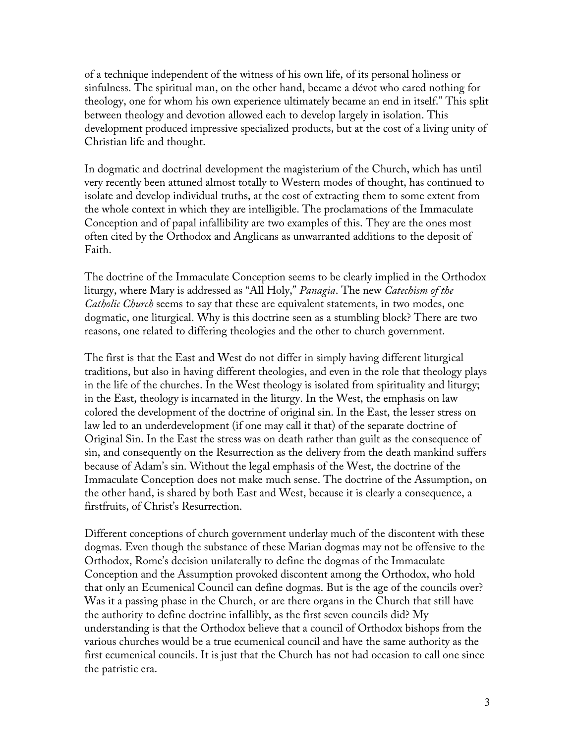of a technique independent of the witness of his own life, of its personal holiness or sinfulness. The spiritual man, on the other hand, became a dévot who cared nothing for theology, one for whom his own experience ultimately became an end in itself." This split between theology and devotion allowed each to develop largely in isolation. This development produced impressive specialized products, but at the cost of a living unity of Christian life and thought.

In dogmatic and doctrinal development the magisterium of the Church, which has until very recently been attuned almost totally to Western modes of thought, has continued to isolate and develop individual truths, at the cost of extracting them to some extent from the whole context in which they are intelligible. The proclamations of the Immaculate Conception and of papal infallibility are two examples of this. They are the ones most often cited by the Orthodox and Anglicans as unwarranted additions to the deposit of Faith.

The doctrine of the Immaculate Conception seems to be clearly implied in the Orthodox liturgy, where Mary is addressed as "All Holy," *Panagia*. The new *Catechism of the Catholic Church* seems to say that these are equivalent statements, in two modes, one dogmatic, one liturgical. Why is this doctrine seen as a stumbling block? There are two reasons, one related to differing theologies and the other to church government.

The first is that the East and West do not differ in simply having different liturgical traditions, but also in having different theologies, and even in the role that theology plays in the life of the churches. In the West theology is isolated from spirituality and liturgy; in the East, theology is incarnated in the liturgy. In the West, the emphasis on law colored the development of the doctrine of original sin. In the East, the lesser stress on law led to an underdevelopment (if one may call it that) of the separate doctrine of Original Sin. In the East the stress was on death rather than guilt as the consequence of sin, and consequently on the Resurrection as the delivery from the death mankind suffers because of Adam's sin. Without the legal emphasis of the West, the doctrine of the Immaculate Conception does not make much sense. The doctrine of the Assumption, on the other hand, is shared by both East and West, because it is clearly a consequence, a firstfruits, of Christ's Resurrection.

Different conceptions of church government underlay much of the discontent with these dogmas. Even though the substance of these Marian dogmas may not be offensive to the Orthodox, Rome's decision unilaterally to define the dogmas of the Immaculate Conception and the Assumption provoked discontent among the Orthodox, who hold that only an Ecumenical Council can define dogmas. But is the age of the councils over? Was it a passing phase in the Church, or are there organs in the Church that still have the authority to define doctrine infallibly, as the first seven councils did? My understanding is that the Orthodox believe that a council of Orthodox bishops from the various churches would be a true ecumenical council and have the same authority as the first ecumenical councils. It is just that the Church has not had occasion to call one since the patristic era.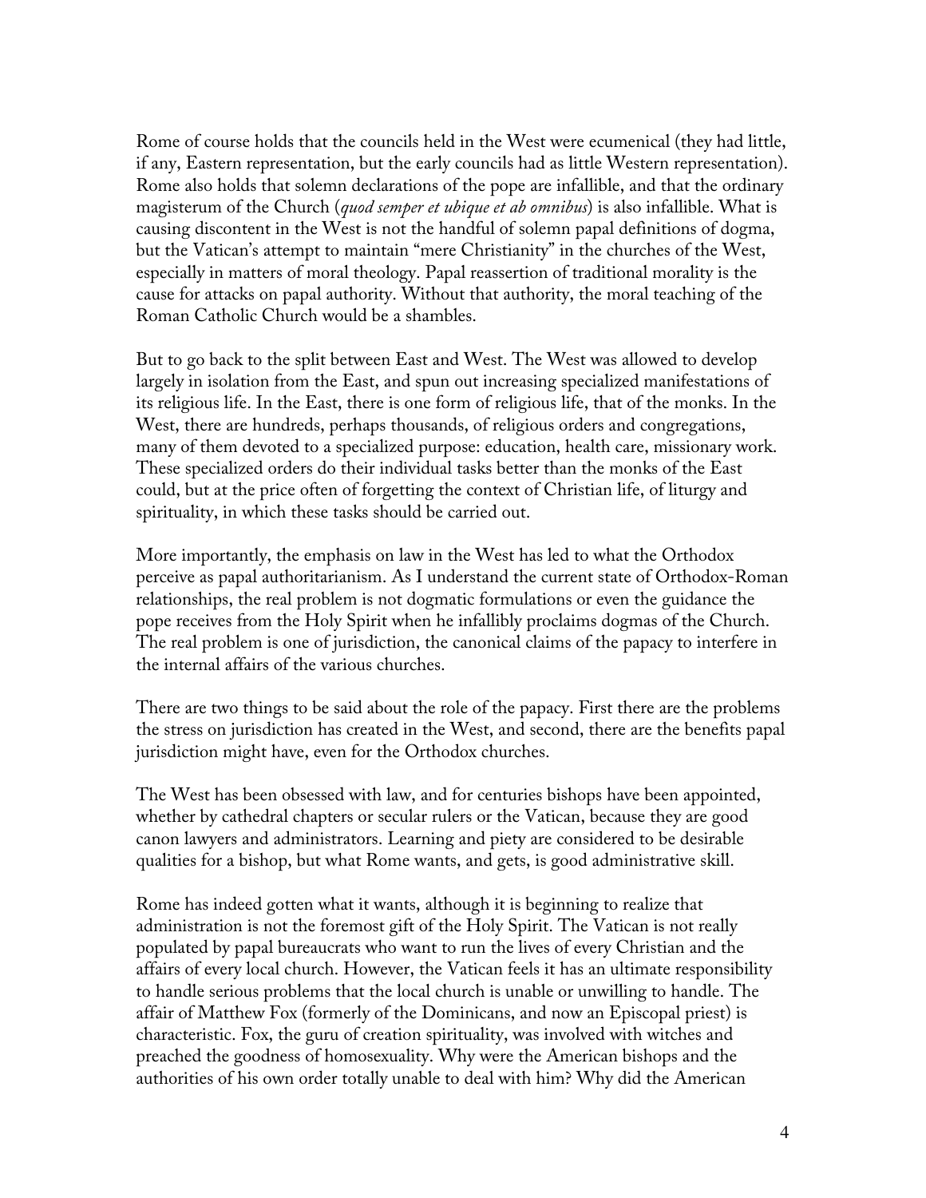Rome of course holds that the councils held in the West were ecumenical (they had little, if any, Eastern representation, but the early councils had as little Western representation). Rome also holds that solemn declarations of the pope are infallible, and that the ordinary magisterum of the Church (*quod semper et ubique et ab omnibus*) is also infallible. What is causing discontent in the West is not the handful of solemn papal definitions of dogma, but the Vatican's attempt to maintain "mere Christianity" in the churches of the West, especially in matters of moral theology. Papal reassertion of traditional morality is the cause for attacks on papal authority. Without that authority, the moral teaching of the Roman Catholic Church would be a shambles.

But to go back to the split between East and West. The West was allowed to develop largely in isolation from the East, and spun out increasing specialized manifestations of its religious life. In the East, there is one form of religious life, that of the monks. In the West, there are hundreds, perhaps thousands, of religious orders and congregations, many of them devoted to a specialized purpose: education, health care, missionary work. These specialized orders do their individual tasks better than the monks of the East could, but at the price often of forgetting the context of Christian life, of liturgy and spirituality, in which these tasks should be carried out.

More importantly, the emphasis on law in the West has led to what the Orthodox perceive as papal authoritarianism. As I understand the current state of Orthodox-Roman relationships, the real problem is not dogmatic formulations or even the guidance the pope receives from the Holy Spirit when he infallibly proclaims dogmas of the Church. The real problem is one of jurisdiction, the canonical claims of the papacy to interfere in the internal affairs of the various churches.

There are two things to be said about the role of the papacy. First there are the problems the stress on jurisdiction has created in the West, and second, there are the benefits papal jurisdiction might have, even for the Orthodox churches.

The West has been obsessed with law, and for centuries bishops have been appointed, whether by cathedral chapters or secular rulers or the Vatican, because they are good canon lawyers and administrators. Learning and piety are considered to be desirable qualities for a bishop, but what Rome wants, and gets, is good administrative skill.

Rome has indeed gotten what it wants, although it is beginning to realize that administration is not the foremost gift of the Holy Spirit. The Vatican is not really populated by papal bureaucrats who want to run the lives of every Christian and the affairs of every local church. However, the Vatican feels it has an ultimate responsibility to handle serious problems that the local church is unable or unwilling to handle. The affair of Matthew Fox (formerly of the Dominicans, and now an Episcopal priest) is characteristic. Fox, the guru of creation spirituality, was involved with witches and preached the goodness of homosexuality. Why were the American bishops and the authorities of his own order totally unable to deal with him? Why did the American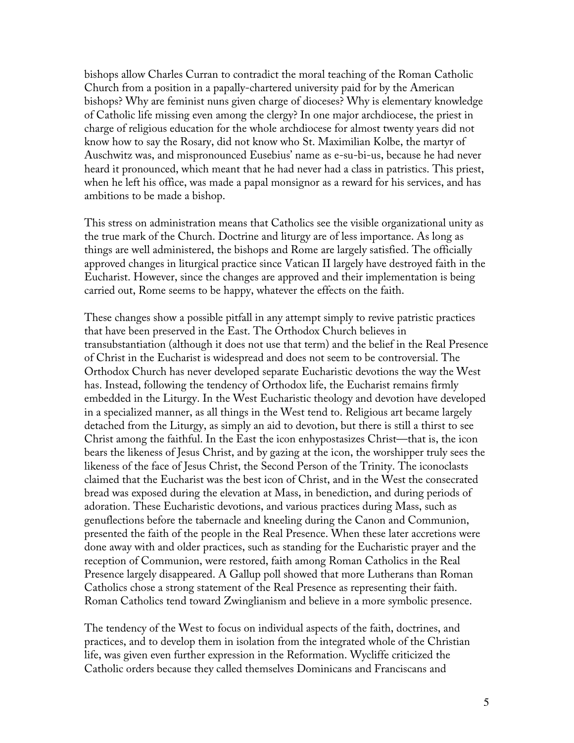bishops allow Charles Curran to contradict the moral teaching of the Roman Catholic Church from a position in a papally-chartered university paid for by the American bishops? Why are feminist nuns given charge of dioceses? Why is elementary knowledge of Catholic life missing even among the clergy? In one major archdiocese, the priest in charge of religious education for the whole archdiocese for almost twenty years did not know how to say the Rosary, did not know who St. Maximilian Kolbe, the martyr of Auschwitz was, and mispronounced Eusebius' name as e-su-bi-us, because he had never heard it pronounced, which meant that he had never had a class in patristics. This priest, when he left his office, was made a papal monsignor as a reward for his services, and has ambitions to be made a bishop.

This stress on administration means that Catholics see the visible organizational unity as the true mark of the Church. Doctrine and liturgy are of less importance. As long as things are well administered, the bishops and Rome are largely satisfied. The officially approved changes in liturgical practice since Vatican II largely have destroyed faith in the Eucharist. However, since the changes are approved and their implementation is being carried out, Rome seems to be happy, whatever the effects on the faith.

These changes show a possible pitfall in any attempt simply to revive patristic practices that have been preserved in the East. The Orthodox Church believes in transubstantiation (although it does not use that term) and the belief in the Real Presence of Christ in the Eucharist is widespread and does not seem to be controversial. The Orthodox Church has never developed separate Eucharistic devotions the way the West has. Instead, following the tendency of Orthodox life, the Eucharist remains firmly embedded in the Liturgy. In the West Eucharistic theology and devotion have developed in a specialized manner, as all things in the West tend to. Religious art became largely detached from the Liturgy, as simply an aid to devotion, but there is still a thirst to see Christ among the faithful. In the East the icon enhypostasizes Christ—that is, the icon bears the likeness of Jesus Christ, and by gazing at the icon, the worshipper truly sees the likeness of the face of Jesus Christ, the Second Person of the Trinity. The iconoclasts claimed that the Eucharist was the best icon of Christ, and in the West the consecrated bread was exposed during the elevation at Mass, in benediction, and during periods of adoration. These Eucharistic devotions, and various practices during Mass, such as genuflections before the tabernacle and kneeling during the Canon and Communion, presented the faith of the people in the Real Presence. When these later accretions were done away with and older practices, such as standing for the Eucharistic prayer and the reception of Communion, were restored, faith among Roman Catholics in the Real Presence largely disappeared. A Gallup poll showed that more Lutherans than Roman Catholics chose a strong statement of the Real Presence as representing their faith. Roman Catholics tend toward Zwinglianism and believe in a more symbolic presence.

The tendency of the West to focus on individual aspects of the faith, doctrines, and practices, and to develop them in isolation from the integrated whole of the Christian life, was given even further expression in the Reformation. Wycliffe criticized the Catholic orders because they called themselves Dominicans and Franciscans and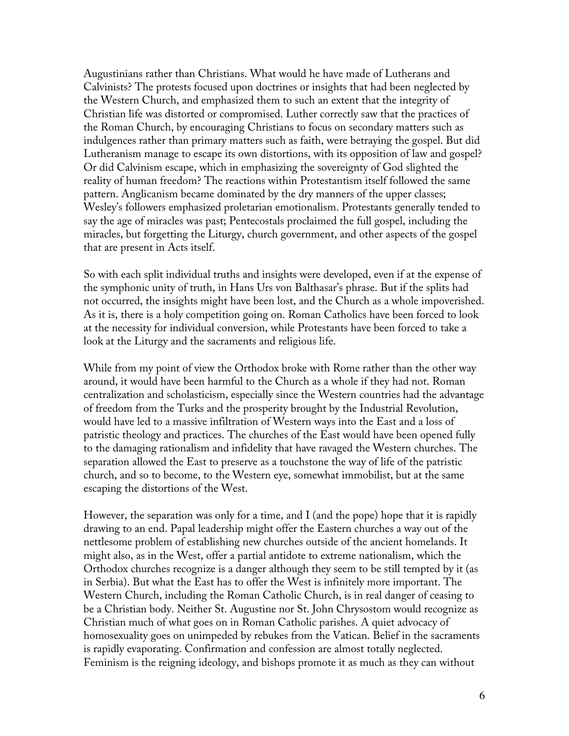Augustinians rather than Christians. What would he have made of Lutherans and Calvinists? The protests focused upon doctrines or insights that had been neglected by the Western Church, and emphasized them to such an extent that the integrity of Christian life was distorted or compromised. Luther correctly saw that the practices of the Roman Church, by encouraging Christians to focus on secondary matters such as indulgences rather than primary matters such as faith, were betraying the gospel. But did Lutheranism manage to escape its own distortions, with its opposition of law and gospel? Or did Calvinism escape, which in emphasizing the sovereignty of God slighted the reality of human freedom? The reactions within Protestantism itself followed the same pattern. Anglicanism became dominated by the dry manners of the upper classes; Wesley's followers emphasized proletarian emotionalism. Protestants generally tended to say the age of miracles was past; Pentecostals proclaimed the full gospel, including the miracles, but forgetting the Liturgy, church government, and other aspects of the gospel that are present in Acts itself.

So with each split individual truths and insights were developed, even if at the expense of the symphonic unity of truth, in Hans Urs von Balthasar's phrase. But if the splits had not occurred, the insights might have been lost, and the Church as a whole impoverished. As it is, there is a holy competition going on. Roman Catholics have been forced to look at the necessity for individual conversion, while Protestants have been forced to take a look at the Liturgy and the sacraments and religious life.

While from my point of view the Orthodox broke with Rome rather than the other way around, it would have been harmful to the Church as a whole if they had not. Roman centralization and scholasticism, especially since the Western countries had the advantage of freedom from the Turks and the prosperity brought by the Industrial Revolution, would have led to a massive infiltration of Western ways into the East and a loss of patristic theology and practices. The churches of the East would have been opened fully to the damaging rationalism and infidelity that have ravaged the Western churches. The separation allowed the East to preserve as a touchstone the way of life of the patristic church, and so to become, to the Western eye, somewhat immobilist, but at the same escaping the distortions of the West.

However, the separation was only for a time, and I (and the pope) hope that it is rapidly drawing to an end. Papal leadership might offer the Eastern churches a way out of the nettlesome problem of establishing new churches outside of the ancient homelands. It might also, as in the West, offer a partial antidote to extreme nationalism, which the Orthodox churches recognize is a danger although they seem to be still tempted by it (as in Serbia). But what the East has to offer the West is infinitely more important. The Western Church, including the Roman Catholic Church, is in real danger of ceasing to be a Christian body. Neither St. Augustine nor St. John Chrysostom would recognize as Christian much of what goes on in Roman Catholic parishes. A quiet advocacy of homosexuality goes on unimpeded by rebukes from the Vatican. Belief in the sacraments is rapidly evaporating. Confirmation and confession are almost totally neglected. Feminism is the reigning ideology, and bishops promote it as much as they can without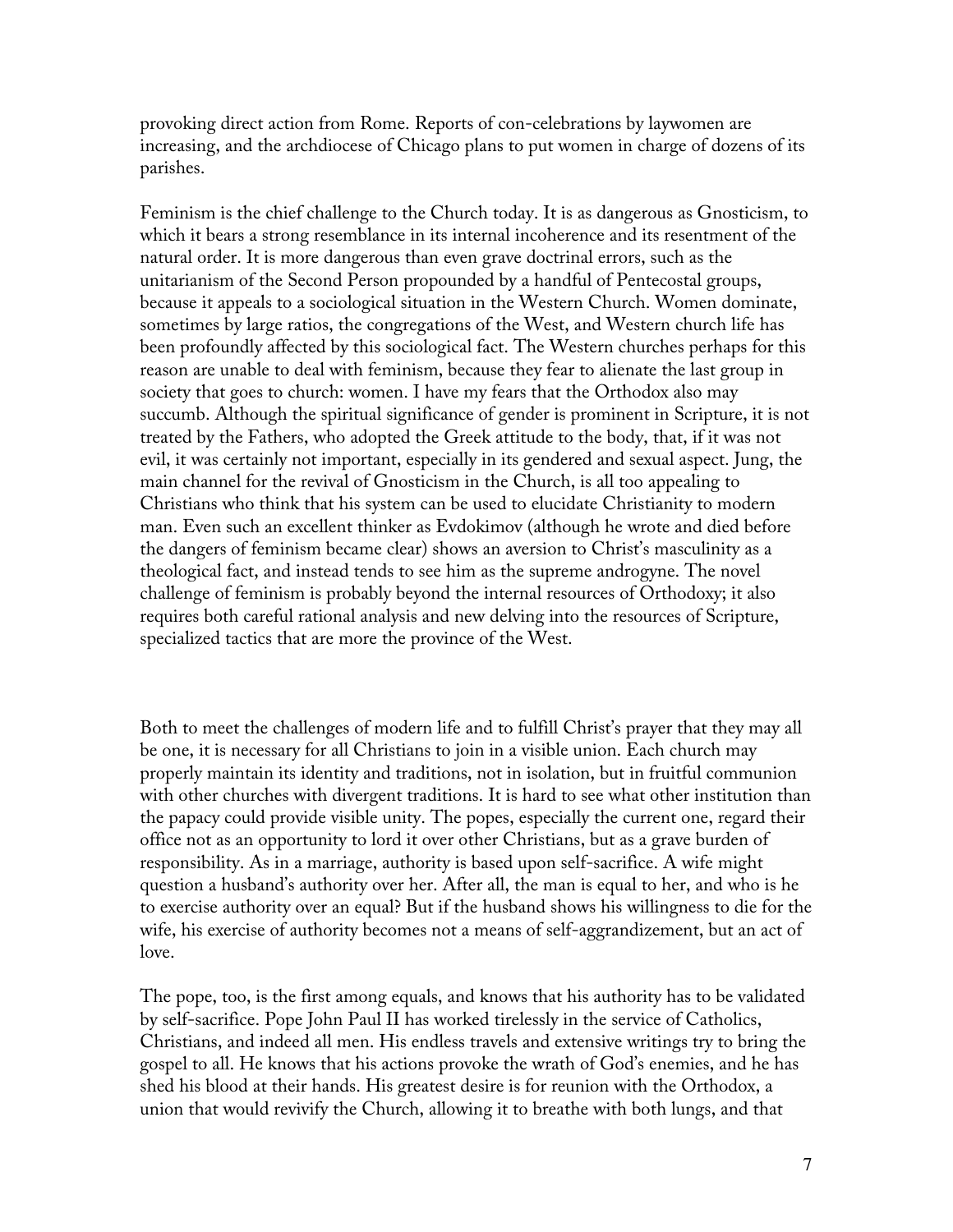provoking direct action from Rome. Reports of con-celebrations by laywomen are increasing, and the archdiocese of Chicago plans to put women in charge of dozens of its parishes.

Feminism is the chief challenge to the Church today. It is as dangerous as Gnosticism, to which it bears a strong resemblance in its internal incoherence and its resentment of the natural order. It is more dangerous than even grave doctrinal errors, such as the unitarianism of the Second Person propounded by a handful of Pentecostal groups, because it appeals to a sociological situation in the Western Church. Women dominate, sometimes by large ratios, the congregations of the West, and Western church life has been profoundly affected by this sociological fact. The Western churches perhaps for this reason are unable to deal with feminism, because they fear to alienate the last group in society that goes to church: women. I have my fears that the Orthodox also may succumb. Although the spiritual significance of gender is prominent in Scripture, it is not treated by the Fathers, who adopted the Greek attitude to the body, that, if it was not evil, it was certainly not important, especially in its gendered and sexual aspect. Jung, the main channel for the revival of Gnosticism in the Church, is all too appealing to Christians who think that his system can be used to elucidate Christianity to modern man. Even such an excellent thinker as Evdokimov (although he wrote and died before the dangers of feminism became clear) shows an aversion to Christ's masculinity as a theological fact, and instead tends to see him as the supreme androgyne. The novel challenge of feminism is probably beyond the internal resources of Orthodoxy; it also requires both careful rational analysis and new delving into the resources of Scripture, specialized tactics that are more the province of the West.

Both to meet the challenges of modern life and to fulfill Christ's prayer that they may all be one, it is necessary for all Christians to join in a visible union. Each church may properly maintain its identity and traditions, not in isolation, but in fruitful communion with other churches with divergent traditions. It is hard to see what other institution than the papacy could provide visible unity. The popes, especially the current one, regard their office not as an opportunity to lord it over other Christians, but as a grave burden of responsibility. As in a marriage, authority is based upon self-sacrifice. A wife might question a husband's authority over her. After all, the man is equal to her, and who is he to exercise authority over an equal? But if the husband shows his willingness to die for the wife, his exercise of authority becomes not a means of self-aggrandizement, but an act of love.

The pope, too, is the first among equals, and knows that his authority has to be validated by self-sacrifice. Pope John Paul II has worked tirelessly in the service of Catholics, Christians, and indeed all men. His endless travels and extensive writings try to bring the gospel to all. He knows that his actions provoke the wrath of God's enemies, and he has shed his blood at their hands. His greatest desire is for reunion with the Orthodox, a union that would revivify the Church, allowing it to breathe with both lungs, and that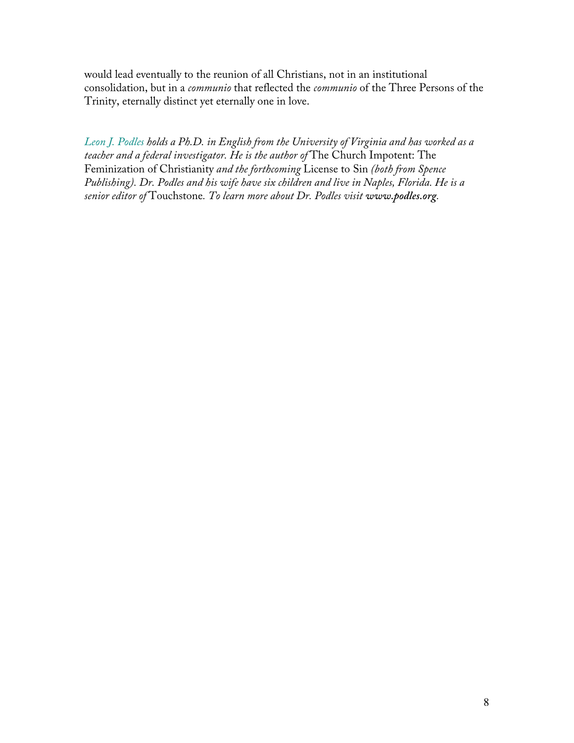would lead eventually to the reunion of all Christians, not in an institutional consolidation, but in a *communio* that reflected the *communio* of the Three Persons of the Trinity, eternally distinct yet eternally one in love.

*Leon J. Podles holds a Ph.D. in English from the University of Virginia and has worked as a teacher and a federal investigator. He is the author of* The Church Impotent: The Feminization of Christianity *and the forthcoming* License to Sin *(both from Spence Publishing). Dr. Podles and his wife have six children and live in Naples, Florida. He is a senior editor of* Touchstone*. To learn more about Dr. Podles visit* ***www.podles.org****.*